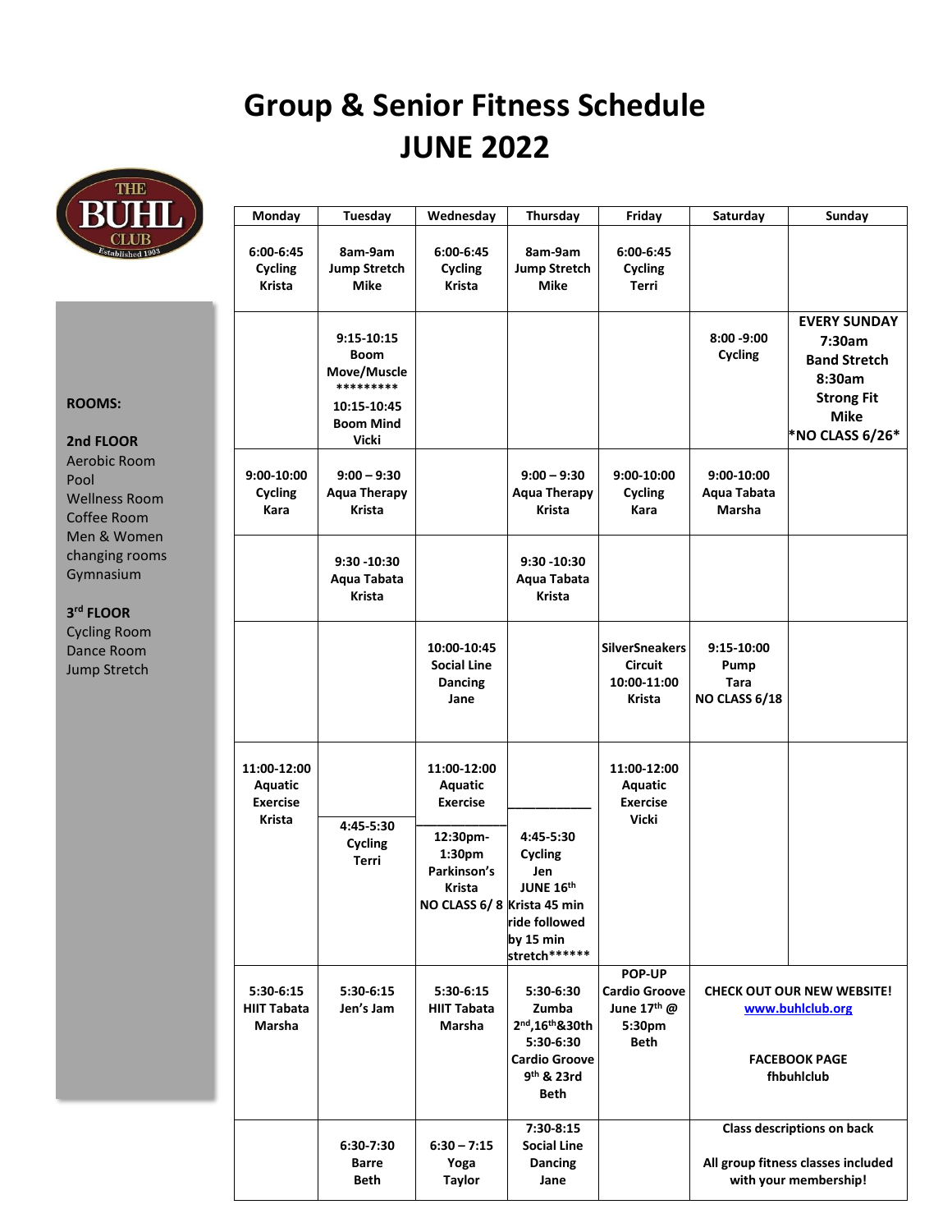# Group & Senior Fitness Schedule
# JUNE 2022

**ROOMS:**

**2nd FLOOR**
Aerobic Room
Pool
Wellness Room
Coffee Room
Men & Women changing rooms
Gymnasium

**3rd FLOOR**
Cycling Room
Dance Room
Jump Stretch

| Monday | Tuesday | Wednesday | Thursday | Friday | Saturday | Sunday |
|---|---|---|---|---|---|---|
| 6:00-6:45 Cycling Krista | 8am-9am Jump Stretch Mike | 6:00-6:45 Cycling Krista | 8am-9am Jump Stretch Mike | 6:00-6:45 Cycling Terri | | |
| | 9:15-10:15 Boom Move/Muscle ********* 10:15-10:45 Boom Mind Vicki | | | | 8:00 -9:00 Cycling | EVERY SUNDAY 7:30am Band Stretch 8:30am Strong Fit Mike *NO CLASS 6/26* |
| 9:00-10:00 Cycling Kara | 9:00 – 9:30 Aqua Therapy Krista | | 9:00 – 9:30 Aqua Therapy Krista | 9:00-10:00 Cycling Kara | 9:00-10:00 Aqua Tabata Marsha | |
| | 9:30 -10:30 Aqua Tabata Krista | | 9:30 -10:30 Aqua Tabata Krista | | | |
| | | 10:00-10:45 Social Line Dancing Jane | | SilverSneakers Circuit 10:00-11:00 Krista | 9:15-10:00 Pump Tara NO CLASS 6/18 | |
| 11:00-12:00 Aquatic Exercise Krista | 4:45-5:30 Cycling Terri | 11:00-12:00 Aquatic Exercise ——— 12:30pm-1:30pm Parkinson's Krista NO CLASS 6/ 8 | 4:45-5:30 Cycling Jen JUNE 16th Krista 45 min ride followed by 15 min stretch****** | 11:00-12:00 Aquatic Exercise Vicki | | |
| 5:30-6:15 HIIT Tabata Marsha | 5:30-6:15 Jen's Jam | 5:30-6:15 HIIT Tabata Marsha | 5:30-6:30 Zumba 2nd,16th&30th 5:30-6:30 Cardio Groove 9th & 23rd Beth | POP-UP Cardio Groove June 17th @ 5:30pm Beth | CHECK OUT OUR NEW WEBSITE! www.buhlclub.org FACEBOOK PAGE fhbuhlclub | |
| | 6:30-7:30 Barre Beth | 6:30 – 7:15 Yoga Taylor | 7:30-8:15 Social Line Dancing Jane | | Class descriptions on back All group fitness classes included with your membership! | |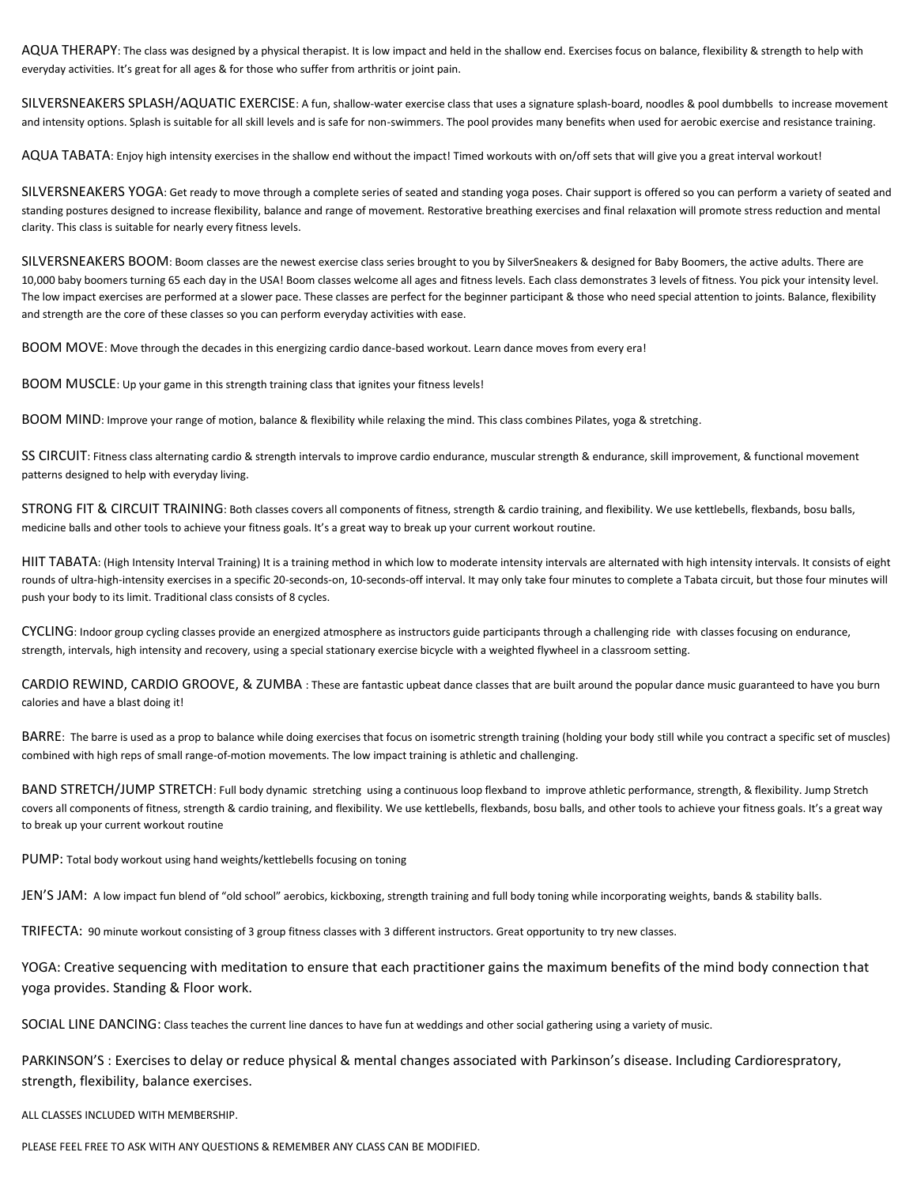AQUA THERAPY: The class was designed by a physical therapist. It is low impact and held in the shallow end. Exercises focus on balance, flexibility & strength to help with everyday activities. It's great for all ages & for those who suffer from arthritis or joint pain.

SILVERSNEAKERS SPLASH/AQUATIC EXERCISE: A fun, shallow-water exercise class that uses a signature splash-board, noodles & pool dumbbells to increase movement and intensity options. Splash is suitable for all skill levels and is safe for non-swimmers. The pool provides many benefits when used for aerobic exercise and resistance training.

AQUA TABATA: Enjoy high intensity exercises in the shallow end without the impact! Timed workouts with on/off sets that will give you a great interval workout!

SILVERSNEAKERS YOGA: Get ready to move through a complete series of seated and standing yoga poses. Chair support is offered so you can perform a variety of seated and standing postures designed to increase flexibility, balance and range of movement. Restorative breathing exercises and final relaxation will promote stress reduction and mental clarity. This class is suitable for nearly every fitness levels.

SILVERSNEAKERS BOOM: Boom classes are the newest exercise class series brought to you by SilverSneakers & designed for Baby Boomers, the active adults. There are 10,000 baby boomers turning 65 each day in the USA! Boom classes welcome all ages and fitness levels. Each class demonstrates 3 levels of fitness. You pick your intensity level. The low impact exercises are performed at a slower pace. These classes are perfect for the beginner participant & those who need special attention to joints. Balance, flexibility and strength are the core of these classes so you can perform everyday activities with ease.

BOOM MOVE: Move through the decades in this energizing cardio dance-based workout. Learn dance moves from every era!

BOOM MUSCLE: Up your game in this strength training class that ignites your fitness levels!

BOOM MIND: Improve your range of motion, balance & flexibility while relaxing the mind. This class combines Pilates, yoga & stretching.

SS CIRCUIT: Fitness class alternating cardio & strength intervals to improve cardio endurance, muscular strength & endurance, skill improvement, & functional movement patterns designed to help with everyday living.

STRONG FIT & CIRCUIT TRAINING: Both classes covers all components of fitness, strength & cardio training, and flexibility. We use kettlebells, flexbands, bosu balls, medicine balls and other tools to achieve your fitness goals. It's a great way to break up your current workout routine.

HIIT TABATA: (High Intensity Interval Training) It is a training method in which low to moderate intensity intervals are alternated with high intensity intervals. It consists of eight rounds of ultra-high-intensity exercises in a specific 20-seconds-on, 10-seconds-off interval. It may only take four minutes to complete a Tabata circuit, but those four minutes will push your body to its limit. Traditional class consists of 8 cycles.

CYCLING: Indoor group cycling classes provide an energized atmosphere as instructors guide participants through a challenging ride with classes focusing on endurance, strength, intervals, high intensity and recovery, using a special stationary exercise bicycle with a weighted flywheel in a classroom setting.

CARDIO REWIND, CARDIO GROOVE, & ZUMBA : These are fantastic upbeat dance classes that are built around the popular dance music guaranteed to have you burn calories and have a blast doing it!

BARRE: The barre is used as a prop to balance while doing exercises that focus on isometric strength training (holding your body still while you contract a specific set of muscles) combined with high reps of small range-of-motion movements. The low impact training is athletic and challenging.

BAND STRETCH/JUMP STRETCH: Full body dynamic stretching using a continuous loop flexband to improve athletic performance, strength, & flexibility. Jump Stretch covers all components of fitness, strength & cardio training, and flexibility. We use kettlebells, flexbands, bosu balls, and other tools to achieve your fitness goals. It's a great way to break up your current workout routine

PUMP: Total body workout using hand weights/kettlebells focusing on toning

JEN'S JAM: A low impact fun blend of "old school" aerobics, kickboxing, strength training and full body toning while incorporating weights, bands & stability balls.

TRIFECTA: 90 minute workout consisting of 3 group fitness classes with 3 different instructors. Great opportunity to try new classes.

YOGA: Creative sequencing with meditation to ensure that each practitioner gains the maximum benefits of the mind body connection that yoga provides. Standing & Floor work.

SOCIAL LINE DANCING: Class teaches the current line dances to have fun at weddings and other social gathering using a variety of music.

PARKINSON'S : Exercises to delay or reduce physical & mental changes associated with Parkinson's disease. Including Cardiorespratory, strength, flexibility, balance exercises.

ALL CLASSES INCLUDED WITH MEMBERSHIP.

PLEASE FEEL FREE TO ASK WITH ANY QUESTIONS & REMEMBER ANY CLASS CAN BE MODIFIED.